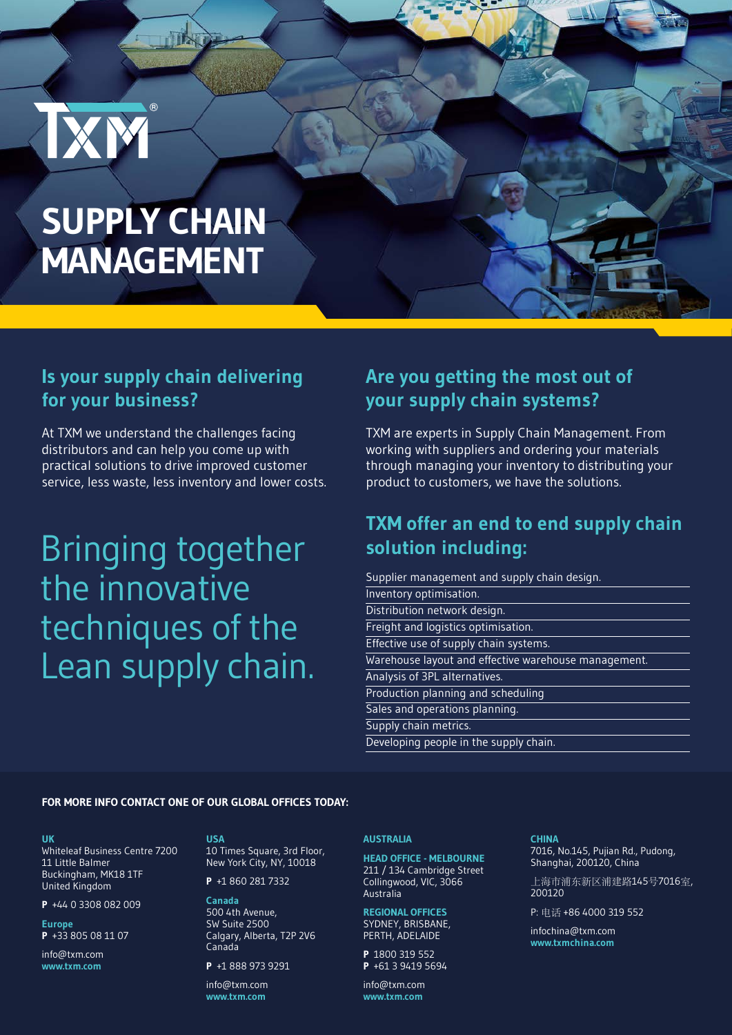TXM®

# SUPPLY CHAIN MANAGEMENT

## Is your supply chain delivering for your business?

At TXM we understand the challenges facing distributors and can help you come up with practical solutions to drive improved customer service, less waste, less inventory and lower costs.

Bringing together the innovative techniques of the Lean supply chain.

## Are you getting the most out of your supply chain systems?

TXM are experts in Supply Chain Management. From working with suppliers and ordering your materials through managing your inventory to distributing your product to customers, we have the solutions.

## TXM offer an end to end supply chain solution including:

- Supplier management and supply chain design.
- Inventory optimisation.
- Distribution network design.
- Freight and logistics optimisation.
- Effective use of supply chain systems.
- Warehouse layout and effective warehouse management.
- Analysis of 3PL alternatives.
- Production planning and scheduling
- Sales and operations planning.
- Supply chain metrics.
- Developing people in the supply chain.

**FOR MORE INFO CONTACT ONE OF OUR GLOBAL OFFICES TODAY:**

**UK**
Whiteleaf Business Centre 7200
11 Little Balmer
Buckingham, MK18 1TF
United Kingdom

**P** +44 0 3308 082 009

**Europe**
**P** +33 805 08 11 07

info@txm.com
**www.txm.com**

**USA**
10 Times Square, 3rd Floor,
New York City, NY, 10018

**P** +1 860 281 7332

**Canada**
500 4th Avenue,
SW Suite 2500
Calgary, Alberta, T2P 2V6
Canada

**P** +1 888 973 9291

info@txm.com
**www.txm.com**

**AUSTRALIA**

**HEAD OFFICE - MELBOURNE**
211 / 134 Cambridge Street
Collingwood, VIC, 3066
Australia

**REGIONAL OFFICES**
SYDNEY, BRISBANE,
PERTH, ADELAIDE

**P** 1800 319 552
**P** +61 3 9419 5694

info@txm.com
**www.txm.com**

**CHINA**
7016, No.145, Pujian Rd., Pudong,
Shanghai, 200120, China

上海市浦东新区浦建路145号7016室,
200120

P: 电话 +86 4000 319 552

infochina@txm.com
**www.txmchina.com**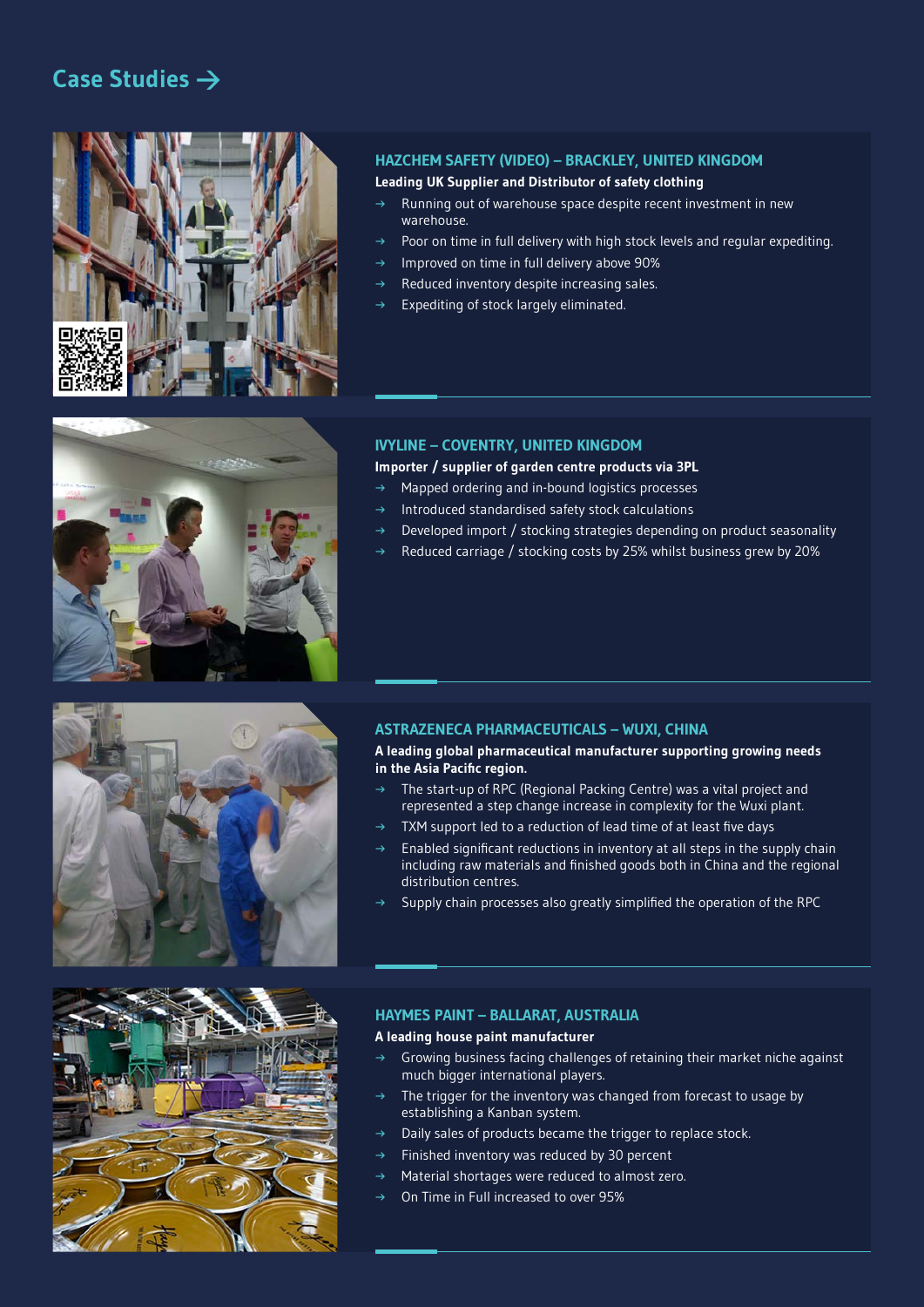## Case Studies →

### HAZCHEM SAFETY (VIDEO) – BRACKLEY, UNITED KINGDOM

**Leading UK Supplier and Distributor of safety clothing**

- Running out of warehouse space despite recent investment in new warehouse.
- Poor on time in full delivery with high stock levels and regular expediting.
- Improved on time in full delivery above 90%
- Reduced inventory despite increasing sales.
- Expediting of stock largely eliminated.

### IVYLINE – COVENTRY, UNITED KINGDOM

**Importer / supplier of garden centre products via 3PL**

- Mapped ordering and in-bound logistics processes
- Introduced standardised safety stock calculations
- Developed import / stocking strategies depending on product seasonality
- Reduced carriage / stocking costs by 25% whilst business grew by 20%

### ASTRAZENECA PHARMACEUTICALS – WUXI, CHINA

**A leading global pharmaceutical manufacturer supporting growing needs in the Asia Pacific region.**

- The start-up of RPC (Regional Packing Centre) was a vital project and represented a step change increase in complexity for the Wuxi plant.
- TXM support led to a reduction of lead time of at least five days
- Enabled significant reductions in inventory at all steps in the supply chain including raw materials and finished goods both in China and the regional distribution centres.
- Supply chain processes also greatly simplified the operation of the RPC

### HAYMES PAINT – BALLARAT, AUSTRALIA

**A leading house paint manufacturer**

- Growing business facing challenges of retaining their market niche against much bigger international players.
- The trigger for the inventory was changed from forecast to usage by establishing a Kanban system.
- Daily sales of products became the trigger to replace stock.
- Finished inventory was reduced by 30 percent
- Material shortages were reduced to almost zero.
- On Time in Full increased to over 95%